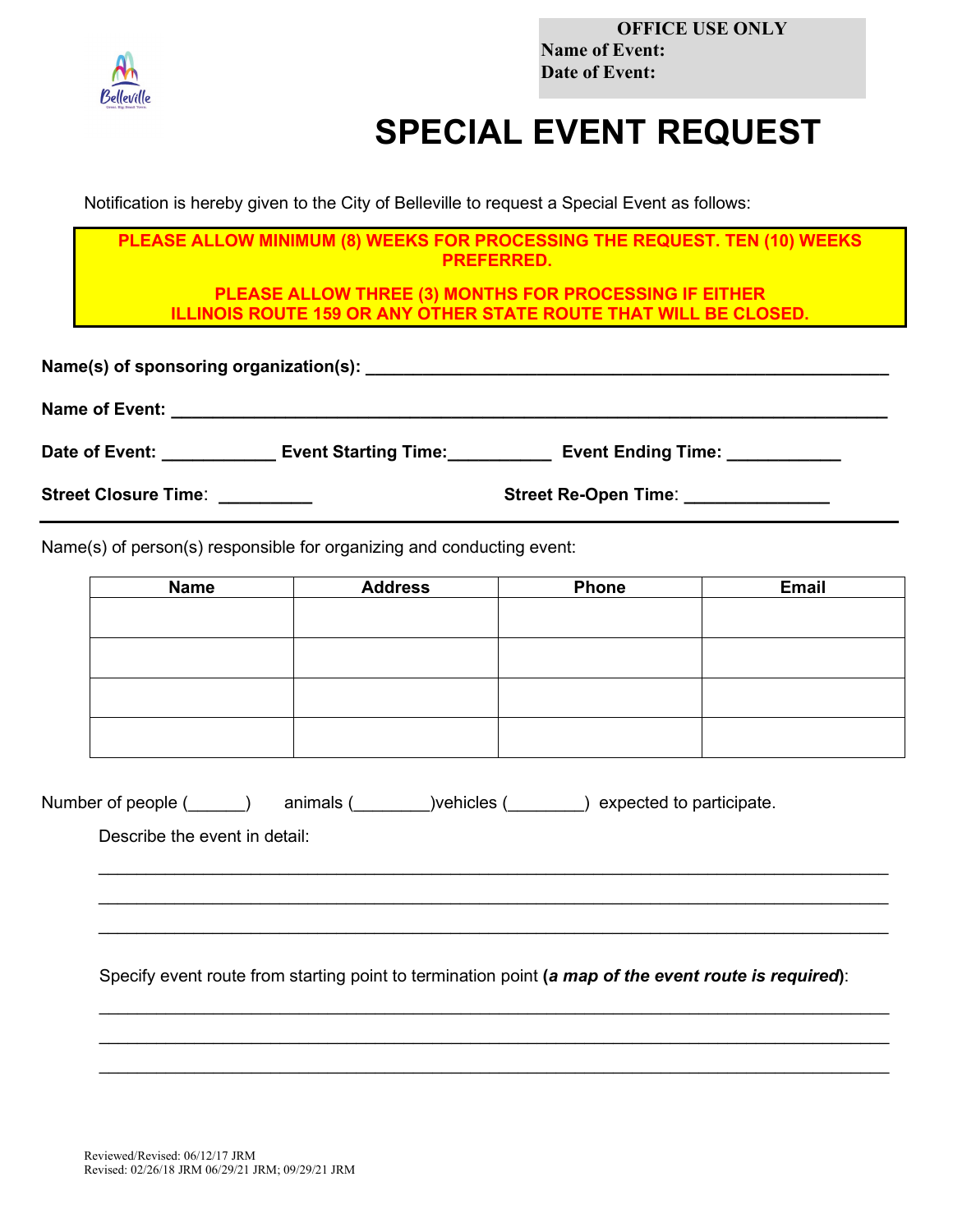**OFFICE USE ONLY**
**Name of Event:**
**Date of Event:**

# SPECIAL EVENT REQUEST

Notification is hereby given to the City of Belleville to request a Special Event as follows:

**PLEASE ALLOW MINIMUM (8) WEEKS FOR PROCESSING THE REQUEST. TEN (10) WEEKS PREFERRED.**

**PLEASE ALLOW THREE (3) MONTHS FOR PROCESSING IF EITHER ILLINOIS ROUTE 159 OR ANY OTHER STATE ROUTE THAT WILL BE CLOSED.**

**Name(s) of sponsoring organization(s):** ______________________________________________________

**Name of Event:** ____________________________________________________________________

**Date of Event:** ___________ **Event Starting Time:**__________ **Event Ending Time:** ___________

**Street Closure Time**: _________ **Street Re-Open Time**: ______________

---

Name(s) of person(s) responsible for organizing and conducting event:

| Name | Address | Phone | Email |
|---|---|---|---|
| | | | |
| | | | |
| | | | |
| | | | |

Number of people (______) animals (________)vehicles (________) expected to participate.

Describe the event in detail:

______________________________________________________________________________

______________________________________________________________________________

______________________________________________________________________________

Specify event route from starting point to termination point (***a map of the event route is required***):

______________________________________________________________________________

______________________________________________________________________________

______________________________________________________________________________

Reviewed/Revised: 06/12/17 JRM
Revised: 02/26/18 JRM 06/29/21 JRM; 09/29/21 JRM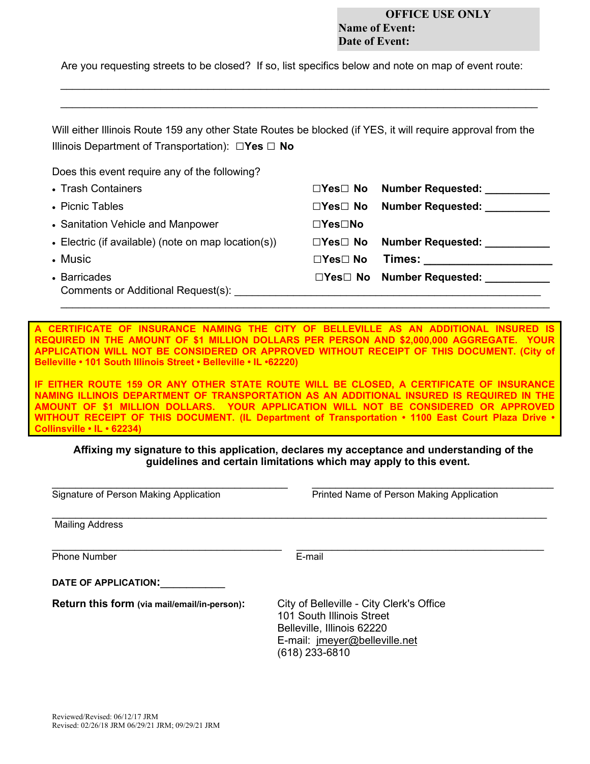**OFFICE USE ONLY**
**Name of Event:**
**Date of Event:**

Are you requesting streets to be closed? If so, list specifics below and note on map of event route:

_______________________________________________________________________________

_______________________________________________________________________________

Will either Illinois Route 159 any other State Routes be blocked (if YES, it will require approval from the Illinois Department of Transportation): ☐**Yes** ☐ **No**

Does this event require any of the following?

- Trash Containers ☐**Yes**☐ **No** **Number Requested:** ___________
- Picnic Tables ☐**Yes**☐ **No** **Number Requested:** ___________
- Sanitation Vehicle and Manpower ☐**Yes**☐**No**
- Electric (if available) (note on map location(s)) ☐**Yes**☐ **No** **Number Requested:** ___________
- Music ☐**Yes**☐ **No** **Times:** _____________________
- Barricades ☐**Yes**☐ **No** **Number Requested:** ___________

Comments or Additional Request(s): _____________________________________________________

_______________________________________________________________________________

**A CERTIFICATE OF INSURANCE NAMING THE CITY OF BELLEVILLE AS AN ADDITIONAL INSURED IS REQUIRED IN THE AMOUNT OF $1 MILLION DOLLARS PER PERSON AND $2,000,000 AGGREGATE. YOUR APPLICATION WILL NOT BE CONSIDERED OR APPROVED WITHOUT RECEIPT OF THIS DOCUMENT. (City of Belleville • 101 South Illinois Street • Belleville • IL •62220)**

**IF EITHER ROUTE 159 OR ANY OTHER STATE ROUTE WILL BE CLOSED, A CERTIFICATE OF INSURANCE NAMING ILLINOIS DEPARTMENT OF TRANSPORTATION AS AN ADDITIONAL INSURED IS REQUIRED IN THE AMOUNT OF $1 MILLION DOLLARS. YOUR APPLICATION WILL NOT BE CONSIDERED OR APPROVED WITHOUT RECEIPT OF THIS DOCUMENT. (IL Department of Transportation • 1100 East Court Plaza Drive • Collinsville • IL • 62234)**

**Affixing my signature to this application, declares my acceptance and understanding of the guidelines and certain limitations which may apply to this event.**

_________________________________________ Signature of Person Making Application

_________________________________________ Printed Name of Person Making Application

_______________________________________________________________________________
Mailing Address

_________________________________________ Phone Number

_________________________________________ E-mail

**DATE OF APPLICATION:**____________

**Return this form (via mail/email/in-person):**

City of Belleville - City Clerk's Office
101 South Illinois Street
Belleville, Illinois 62220
E-mail: jmeyer@belleville.net
(618) 233-6810

Reviewed/Revised: 06/12/17 JRM
Revised: 02/26/18 JRM 06/29/21 JRM; 09/29/21 JRM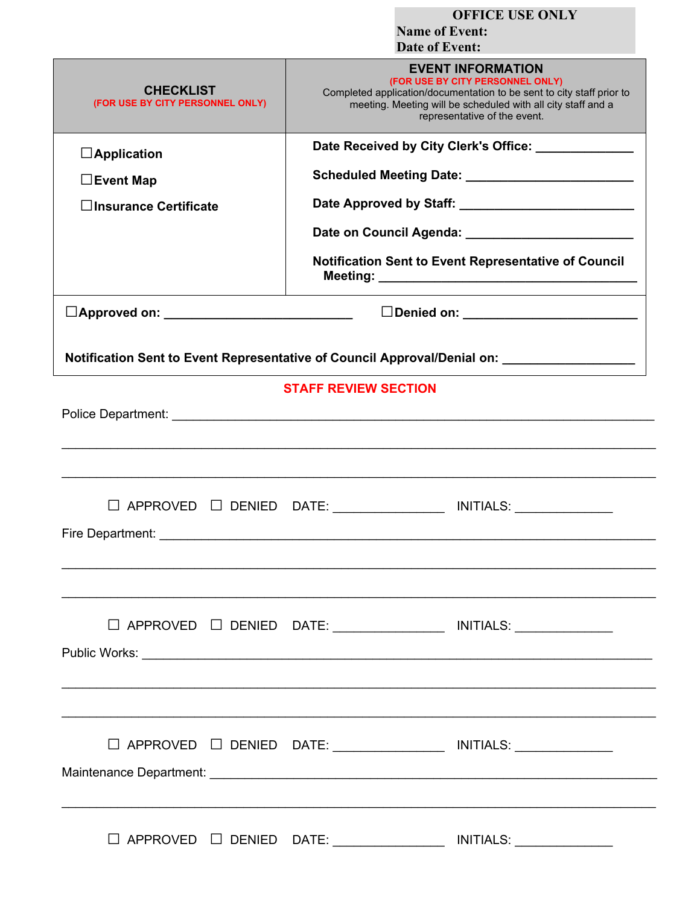**OFFICE USE ONLY**
**Name of Event:**
**Date of Event:**

| **CHECKLIST** (FOR USE BY CITY PERSONNEL ONLY) | **EVENT INFORMATION** (FOR USE BY CITY PERSONNEL ONLY) Completed application/documentation to be sent to city staff prior to meeting. Meeting will be scheduled with all city staff and a representative of the event. |
|---|---|
| ☐**Application**<br>☐**Event Map**<br>☐**Insurance Certificate** | **Date Received by City Clerk's Office:** ______________<br>**Scheduled Meeting Date:** ______________________<br>**Date Approved by Staff:** ______________________<br>**Date on Council Agenda:** ______________________<br>**Notification Sent to Event Representative of Council Meeting:** ______________________________ |

☐**Approved on:** ___________________________ ☐**Denied on:** _________________________

**Notification Sent to Event Representative of Council Approval/Denial on:** __________________

## STAFF REVIEW SECTION

Police Department: ______________________________________________________________________

_____________________________________________________________________________________

_____________________________________________________________________________________

☐ APPROVED ☐ DENIED DATE: ________________ INITIALS: ______________

Fire Department: ________________________________________________________________________

_____________________________________________________________________________________

_____________________________________________________________________________________

☐ APPROVED ☐ DENIED DATE: ________________ INITIALS: ______________

Public Works: ___________________________________________________________________________

_____________________________________________________________________________________

_____________________________________________________________________________________

☐ APPROVED ☐ DENIED DATE: ________________ INITIALS: ______________

Maintenance Department: _________________________________________________________________

_____________________________________________________________________________________

☐ APPROVED ☐ DENIED DATE: ________________ INITIALS: ______________